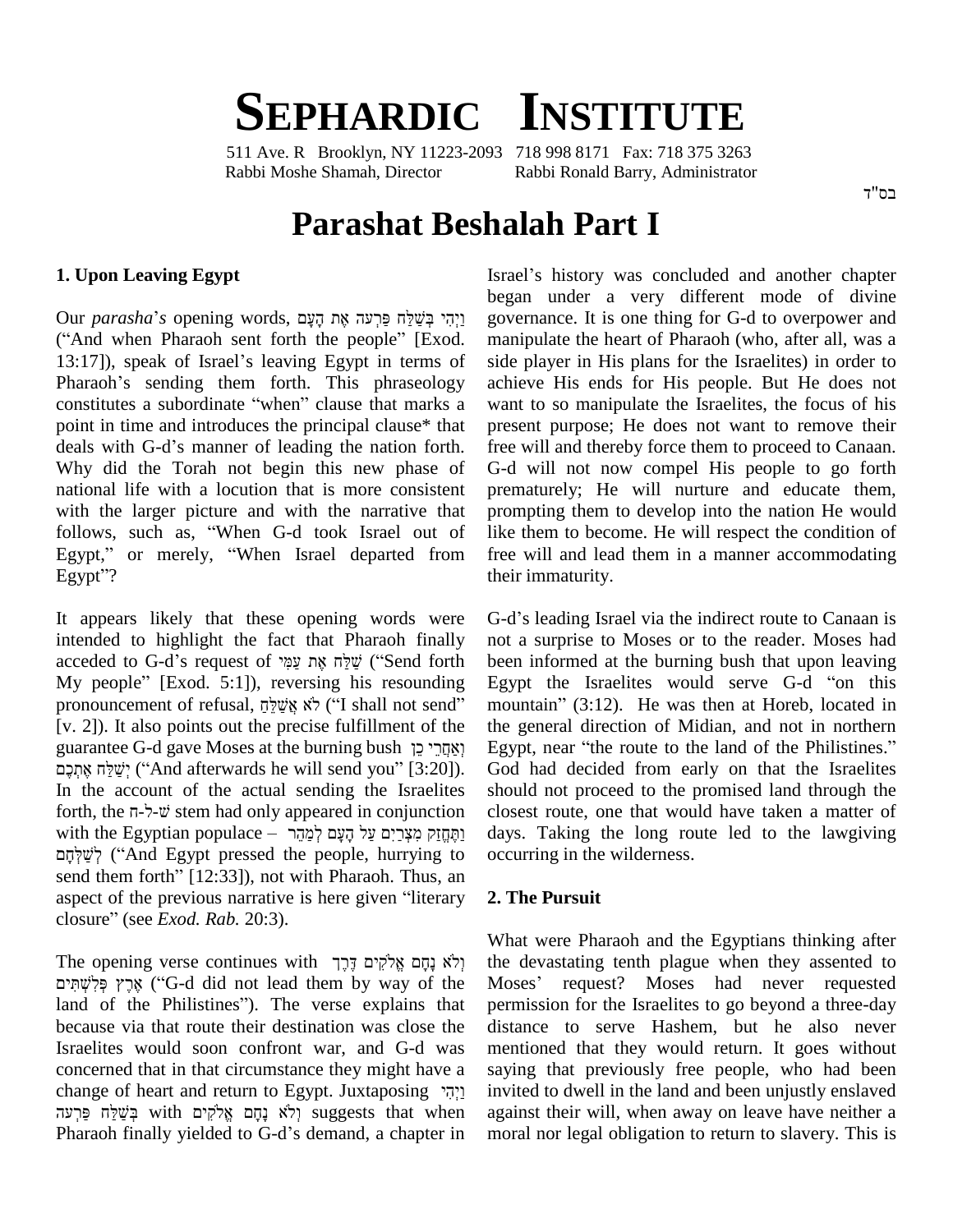# SEPHARDIC INSTITUTE

511 Ave. R Brooklyn, NY 11223-2093 718 998 8171 Fax: 718 375 3263
Rabbi Moshe Shamah, Director Rabbi Ronald Barry, Administrator

בס"ד

# Parashat Beshalah Part I

## 1. Upon Leaving Egypt

Our *parasha*'s opening words, וַיְהִי בְּשַׁלַּח פַּרְעֹה אֶת הָעָם ("And when Pharaoh sent forth the people" [Exod. 13:17]), speak of Israel's leaving Egypt in terms of Pharaoh's sending them forth. This phraseology constitutes a subordinate "when" clause that marks a point in time and introduces the principal clause* that deals with G-d's manner of leading the nation forth. Why did the Torah not begin this new phase of national life with a locution that is more consistent with the larger picture and with the narrative that follows, such as, "When G-d took Israel out of Egypt," or merely, "When Israel departed from Egypt"?

It appears likely that these opening words were intended to highlight the fact that Pharaoh finally acceded to G-d's request of שַׁלַּח אֶת עַמִּי ("Send forth My people" [Exod. 5:1]), reversing his resounding pronouncement of refusal, לֹא אֲשַׁלֵּחַ ("I shall not send" [v. 2]). It also points out the precise fulfillment of the guarantee G-d gave Moses at the burning bush וְאַחֲרֵי כֵן יְשַׁלַּח אֶתְכֶם ("And afterwards he will send you" [3:20]). In the account of the actual sending the Israelites forth, the ש-ל-ח stem had only appeared in conjunction with the Egyptian populace – וַתֶּחֱזַק מִצְרַיִם עַל הָעָם לְמַהֵר לְשַׁלְּחָם ("And Egypt pressed the people, hurrying to send them forth" [12:33]), not with Pharaoh. Thus, an aspect of the previous narrative is here given "literary closure" (see *Exod. Rab.* 20:3).

The opening verse continues with וְלֹא נָחָם אֱלֹקִים דֶּרֶךְ אֶרֶץ פְּלִשְׁתִּים ("G-d did not lead them by way of the land of the Philistines"). The verse explains that because via that route their destination was close the Israelites would soon confront war, and G-d was concerned that in that circumstance they might have a change of heart and return to Egypt. Juxtaposing וַיְהִי בְּשַׁלַּח פַּרְעֹה with וְלֹא נָחָם אֱלֹקִים suggests that when Pharaoh finally yielded to G-d's demand, a chapter in Israel's history was concluded and another chapter began under a very different mode of divine governance. It is one thing for G-d to overpower and manipulate the heart of Pharaoh (who, after all, was a side player in His plans for the Israelites) in order to achieve His ends for His people. But He does not want to so manipulate the Israelites, the focus of his present purpose; He does not want to remove their free will and thereby force them to proceed to Canaan. G-d will not now compel His people to go forth prematurely; He will nurture and educate them, prompting them to develop into the nation He would like them to become. He will respect the condition of free will and lead them in a manner accommodating their immaturity.

G-d's leading Israel via the indirect route to Canaan is not a surprise to Moses or to the reader. Moses had been informed at the burning bush that upon leaving Egypt the Israelites would serve G-d "on this mountain" (3:12). He was then at Horeb, located in the general direction of Midian, and not in northern Egypt, near "the route to the land of the Philistines." God had decided from early on that the Israelites should not proceed to the promised land through the closest route, one that would have taken a matter of days. Taking the long route led to the lawgiving occurring in the wilderness.

## 2. The Pursuit

What were Pharaoh and the Egyptians thinking after the devastating tenth plague when they assented to Moses' request? Moses had never requested permission for the Israelites to go beyond a three-day distance to serve Hashem, but he also never mentioned that they would return. It goes without saying that previously free people, who had been invited to dwell in the land and been unjustly enslaved against their will, when away on leave have neither a moral nor legal obligation to return to slavery. This is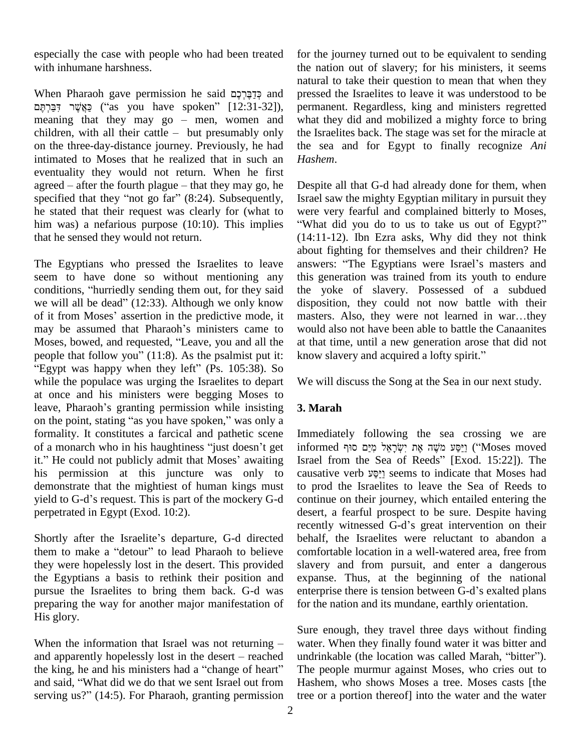especially the case with people who had been treated with inhumane harshness.

When Pharaoh gave permission he said כְּדַבֶּרְכֶם and כַּאֲשֶׁר דִּבַּרְתֶּם ("as you have spoken" [12:31-32]), meaning that they may go – men, women and children, with all their cattle – but presumably only on the three-day-distance journey. Previously, he had intimated to Moses that he realized that in such an eventuality they would not return. When he first agreed – after the fourth plague – that they may go, he specified that they "not go far" (8:24). Subsequently, he stated that their request was clearly for (what to him was) a nefarious purpose (10:10). This implies that he sensed they would not return.

The Egyptians who pressed the Israelites to leave seem to have done so without mentioning any conditions, "hurriedly sending them out, for they said we will all be dead" (12:33). Although we only know of it from Moses' assertion in the predictive mode, it may be assumed that Pharaoh's ministers came to Moses, bowed, and requested, "Leave, you and all the people that follow you" (11:8). As the psalmist put it: "Egypt was happy when they left" (Ps. 105:38). So while the populace was urging the Israelites to depart at once and his ministers were begging Moses to leave, Pharaoh's granting permission while insisting on the point, stating "as you have spoken," was only a formality. It constitutes a farcical and pathetic scene of a monarch who in his haughtiness "just doesn't get it." He could not publicly admit that Moses' awaiting his permission at this juncture was only to demonstrate that the mightiest of human kings must yield to G-d's request. This is part of the mockery G-d perpetrated in Egypt (Exod. 10:2).

Shortly after the Israelite's departure, G-d directed them to make a "detour" to lead Pharaoh to believe they were hopelessly lost in the desert. This provided the Egyptians a basis to rethink their position and pursue the Israelites to bring them back. G-d was preparing the way for another major manifestation of His glory.

When the information that Israel was not returning – and apparently hopelessly lost in the desert – reached the king, he and his ministers had a "change of heart" and said, "What did we do that we sent Israel out from serving us?" (14:5). For Pharaoh, granting permission for the journey turned out to be equivalent to sending the nation out of slavery; for his ministers, it seems natural to take their question to mean that when they pressed the Israelites to leave it was understood to be permanent. Regardless, king and ministers regretted what they did and mobilized a mighty force to bring the Israelites back. The stage was set for the miracle at the sea and for Egypt to finally recognize *Ani Hashem*.

Despite all that G-d had already done for them, when Israel saw the mighty Egyptian military in pursuit they were very fearful and complained bitterly to Moses, "What did you do to us to take us out of Egypt?" (14:11-12). Ibn Ezra asks, Why did they not think about fighting for themselves and their children? He answers: "The Egyptians were Israel's masters and this generation was trained from its youth to endure the yoke of slavery. Possessed of a subdued disposition, they could not now battle with their masters. Also, they were not learned in war…they would also not have been able to battle the Canaanites at that time, until a new generation arose that did not know slavery and acquired a lofty spirit."

We will discuss the Song at the Sea in our next study.

### 3. Marah

Immediately following the sea crossing we are informed וַיַּסַּע מֹשֶׁה אֶת יִשְׂרָאֵל מִיַּם סוּף ("Moses moved Israel from the Sea of Reeds" [Exod. 15:22]). The causative verb וַיַּסַּע seems to indicate that Moses had to prod the Israelites to leave the Sea of Reeds to continue on their journey, which entailed entering the desert, a fearful prospect to be sure. Despite having recently witnessed G-d's great intervention on their behalf, the Israelites were reluctant to abandon a comfortable location in a well-watered area, free from slavery and from pursuit, and enter a dangerous expanse. Thus, at the beginning of the national enterprise there is tension between G-d's exalted plans for the nation and its mundane, earthly orientation.

Sure enough, they travel three days without finding water. When they finally found water it was bitter and undrinkable (the location was called Marah, "bitter"). The people murmur against Moses, who cries out to Hashem, who shows Moses a tree. Moses casts [the tree or a portion thereof] into the water and the water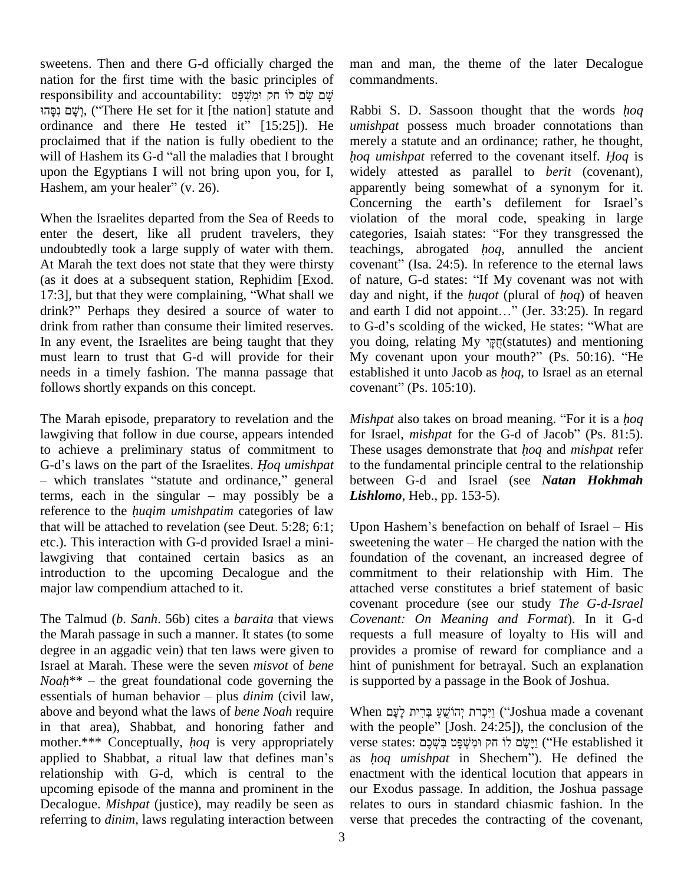sweetens. Then and there G-d officially charged the nation for the first time with the basic principles of responsibility and accountability: שָׁם שָׂם לוֹ חֹק וּמִשְׁפָּט וְשָׁם נִסָּהוּ, ("There He set for it [the nation] statute and ordinance and there He tested it" [15:25]). He proclaimed that if the nation is fully obedient to the will of Hashem its G-d "all the maladies that I brought upon the Egyptians I will not bring upon you, for I, Hashem, am your healer" (v. 26).

When the Israelites departed from the Sea of Reeds to enter the desert, like all prudent travelers, they undoubtedly took a large supply of water with them. At Marah the text does not state that they were thirsty (as it does at a subsequent station, Rephidim [Exod. 17:3], but that they were complaining, "What shall we drink?" Perhaps they desired a source of water to drink from rather than consume their limited reserves. In any event, the Israelites are being taught that they must learn to trust that G-d will provide for their needs in a timely fashion. The manna passage that follows shortly expands on this concept.

The Marah episode, preparatory to revelation and the lawgiving that follow in due course, appears intended to achieve a preliminary status of commitment to G-d's laws on the part of the Israelites. *Ḥoq umishpat* – which translates "statute and ordinance," general terms, each in the singular – may possibly be a reference to the *ḥuqim umishpatim* categories of law that will be attached to revelation (see Deut. 5:28; 6:1; etc.). This interaction with G-d provided Israel a mini-lawgiving that contained certain basics as an introduction to the upcoming Decalogue and the major law compendium attached to it.

The Talmud (*b. Sanh*. 56b) cites a *baraita* that views the Marah passage in such a manner. It states (to some degree in an aggadic vein) that ten laws were given to Israel at Marah. These were the seven *misvot* of *bene Noaḥ*** – the great foundational code governing the essentials of human behavior – plus *dinim* (civil law, above and beyond what the laws of *bene Noah* require in that area), Shabbat, and honoring father and mother.*** Conceptually, *ḥoq* is very appropriately applied to Shabbat, a ritual law that defines man's relationship with G-d, which is central to the upcoming episode of the manna and prominent in the Decalogue. *Mishpat* (justice), may readily be seen as referring to *dinim*, laws regulating interaction between man and man, the theme of the later Decalogue commandments.

Rabbi S. D. Sassoon thought that the words *ḥoq umishpat* possess much broader connotations than merely a statute and an ordinance; rather, he thought, *ḥoq umishpat* referred to the covenant itself. *Ḥoq* is widely attested as parallel to *berit* (covenant), apparently being somewhat of a synonym for it. Concerning the earth's defilement for Israel's violation of the moral code, speaking in large categories, Isaiah states: "For they transgressed the teachings, abrogated *ḥoq*, annulled the ancient covenant" (Isa. 24:5). In reference to the eternal laws of nature, G-d states: "If My covenant was not with day and night, if the *ḥuqot* (plural of *ḥoq*) of heaven and earth I did not appoint…" (Jer. 33:25). In regard to G-d's scolding of the wicked, He states: "What are you doing, relating My חֻקָּי(statutes) and mentioning My covenant upon your mouth?" (Ps. 50:16). "He established it unto Jacob as *ḥoq*, to Israel as an eternal covenant" (Ps. 105:10).

*Mishpat* also takes on broad meaning. "For it is a *ḥoq* for Israel, *mishpat* for the G-d of Jacob" (Ps. 81:5). These usages demonstrate that *ḥoq* and *mishpat* refer to the fundamental principle central to the relationship between G-d and Israel (see ***Natan Hokhmah Lishlomo***, Heb., pp. 153-5).

Upon Hashem's benefaction on behalf of Israel – His sweetening the water – He charged the nation with the foundation of the covenant, an increased degree of commitment to their relationship with Him. The attached verse constitutes a brief statement of basic covenant procedure (see our study *The G-d-Israel Covenant: On Meaning and Format*). In it G-d requests a full measure of loyalty to His will and provides a promise of reward for compliance and a hint of punishment for betrayal. Such an explanation is supported by a passage in the Book of Joshua.

When וַיִּכְרֹת יְהוֹשֻׁעַ בְּרִית לָעָם ("Joshua made a covenant with the people" [Josh. 24:25]), the conclusion of the verse states: וַיָּשֶׂם לוֹ חֹק וּמִשְׁפָּט בִּשְׁכֶם ("He established it as *ḥoq umishpat* in Shechem"). He defined the enactment with the identical locution that appears in our Exodus passage. In addition, the Joshua passage relates to ours in standard chiasmic fashion. In the verse that precedes the contracting of the covenant,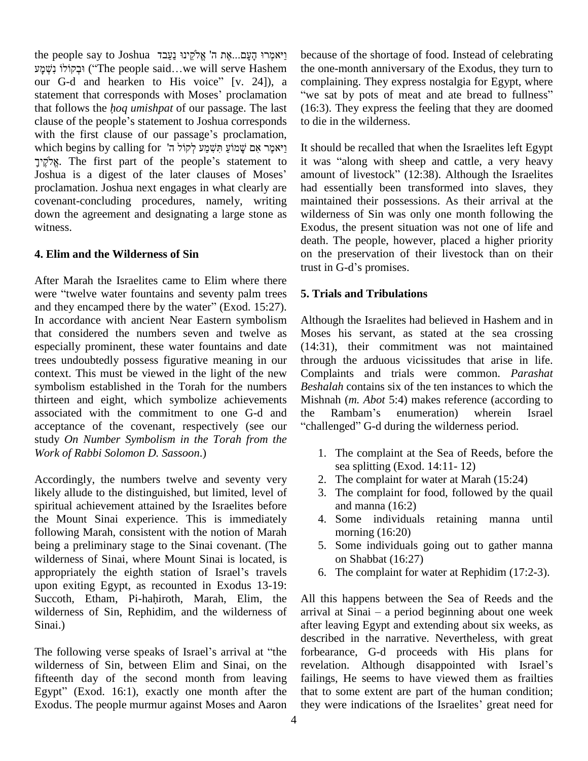the people say to Joshua וַיֹּאמְרוּ הָעָם...אֶת ה' אֱלֹקֵינוּ נַעֲבֹד וּבְקוֹלוֹ נִשְׁמָע ("The people said…we will serve Hashem our G-d and hearken to His voice" [v. 24]), a statement that corresponds with Moses' proclamation that follows the *ḥoq umishpat* of our passage. The last clause of the people's statement to Joshua corresponds with the first clause of our passage's proclamation, which begins by calling for וַיֹּאמֶר אִם שָׁמוֹעַ תִּשְׁמַע לְקוֹל ה' אֱלֹקֶיךָ. The first part of the people's statement to Joshua is a digest of the later clauses of Moses' proclamation. Joshua next engages in what clearly are covenant-concluding procedures, namely, writing down the agreement and designating a large stone as witness.

## 4. Elim and the Wilderness of Sin

After Marah the Israelites came to Elim where there were "twelve water fountains and seventy palm trees and they encamped there by the water" (Exod. 15:27). In accordance with ancient Near Eastern symbolism that considered the numbers seven and twelve as especially prominent, these water fountains and date trees undoubtedly possess figurative meaning in our context. This must be viewed in the light of the new symbolism established in the Torah for the numbers thirteen and eight, which symbolize achievements associated with the commitment to one G-d and acceptance of the covenant, respectively (see our study *On Number Symbolism in the Torah from the Work of Rabbi Solomon D. Sassoon.*)

Accordingly, the numbers twelve and seventy very likely allude to the distinguished, but limited, level of spiritual achievement attained by the Israelites before the Mount Sinai experience. This is immediately following Marah, consistent with the notion of Marah being a preliminary stage to the Sinai covenant. (The wilderness of Sinai, where Mount Sinai is located, is appropriately the eighth station of Israel's travels upon exiting Egypt, as recounted in Exodus 13-19: Succoth, Etham, Pi-haḥiroth, Marah, Elim, the wilderness of Sin, Rephidim, and the wilderness of Sinai.)

The following verse speaks of Israel's arrival at "the wilderness of Sin, between Elim and Sinai, on the fifteenth day of the second month from leaving Egypt" (Exod. 16:1), exactly one month after the Exodus. The people murmur against Moses and Aaron because of the shortage of food. Instead of celebrating the one-month anniversary of the Exodus, they turn to complaining. They express nostalgia for Egypt, where "we sat by pots of meat and ate bread to fullness" (16:3). They express the feeling that they are doomed to die in the wilderness.

It should be recalled that when the Israelites left Egypt it was "along with sheep and cattle, a very heavy amount of livestock" (12:38). Although the Israelites had essentially been transformed into slaves, they maintained their possessions. As their arrival at the wilderness of Sin was only one month following the Exodus, the present situation was not one of life and death. The people, however, placed a higher priority on the preservation of their livestock than on their trust in G-d's promises.

## 5. Trials and Tribulations

Although the Israelites had believed in Hashem and in Moses his servant, as stated at the sea crossing (14:31), their commitment was not maintained through the arduous vicissitudes that arise in life. Complaints and trials were common. *Parashat Beshalah* contains six of the ten instances to which the Mishnah (*m. Abot* 5:4) makes reference (according to the Rambam's enumeration) wherein Israel "challenged" G-d during the wilderness period.

1. The complaint at the Sea of Reeds, before the sea splitting (Exod. 14:11- 12)
2. The complaint for water at Marah (15:24)
3. The complaint for food, followed by the quail and manna (16:2)
4. Some individuals retaining manna until morning (16:20)
5. Some individuals going out to gather manna on Shabbat (16:27)
6. The complaint for water at Rephidim (17:2-3).

All this happens between the Sea of Reeds and the arrival at Sinai – a period beginning about one week after leaving Egypt and extending about six weeks, as described in the narrative. Nevertheless, with great forbearance, G-d proceeds with His plans for revelation. Although disappointed with Israel's failings, He seems to have viewed them as frailties that to some extent are part of the human condition; they were indications of the Israelites' great need for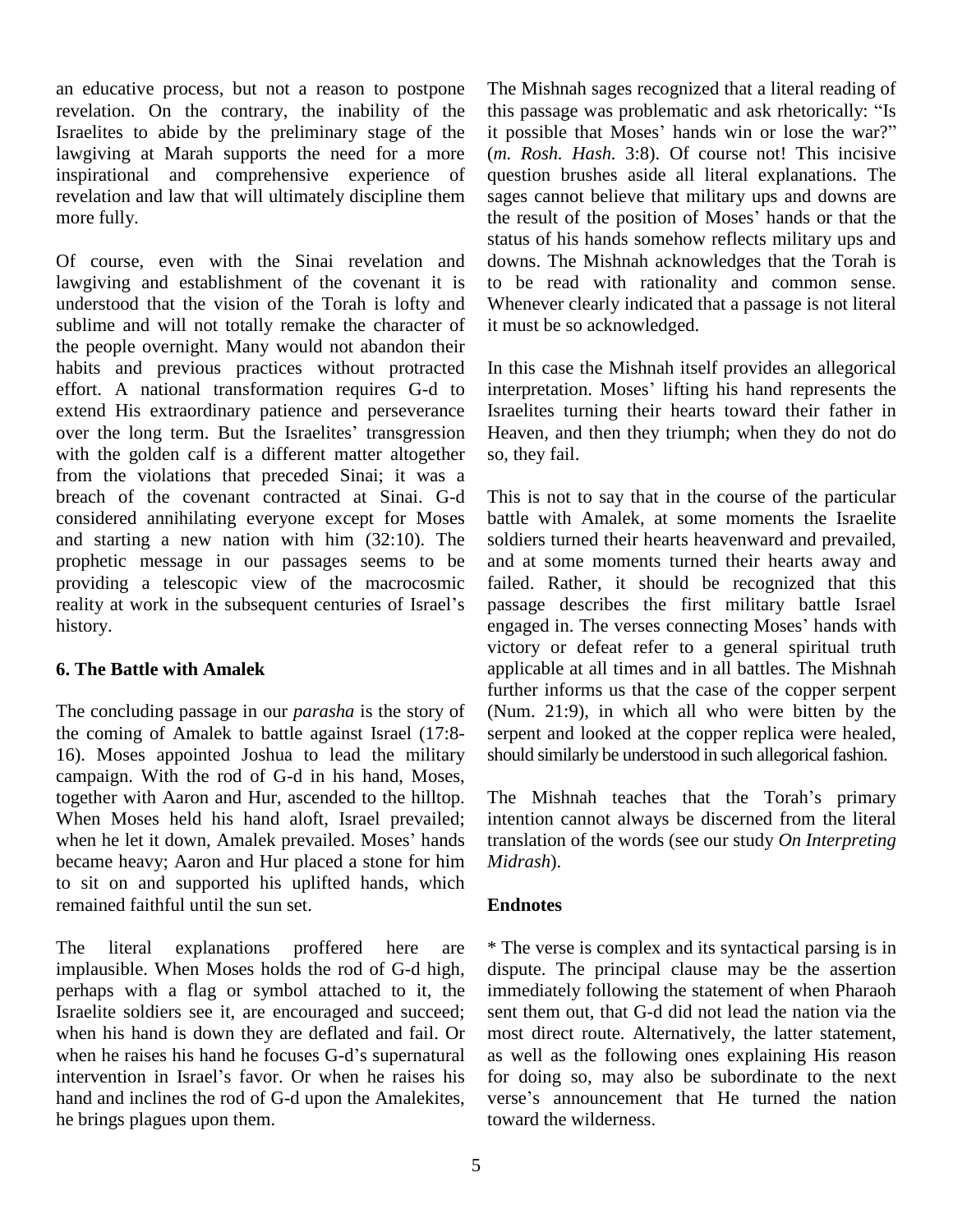an educative process, but not a reason to postpone revelation. On the contrary, the inability of the Israelites to abide by the preliminary stage of the lawgiving at Marah supports the need for a more inspirational and comprehensive experience of revelation and law that will ultimately discipline them more fully.

Of course, even with the Sinai revelation and lawgiving and establishment of the covenant it is understood that the vision of the Torah is lofty and sublime and will not totally remake the character of the people overnight. Many would not abandon their habits and previous practices without protracted effort. A national transformation requires G-d to extend His extraordinary patience and perseverance over the long term. But the Israelites' transgression with the golden calf is a different matter altogether from the violations that preceded Sinai; it was a breach of the covenant contracted at Sinai. G-d considered annihilating everyone except for Moses and starting a new nation with him (32:10). The prophetic message in our passages seems to be providing a telescopic view of the macrocosmic reality at work in the subsequent centuries of Israel's history.

## 6. The Battle with Amalek

The concluding passage in our *parasha* is the story of the coming of Amalek to battle against Israel (17:8-16). Moses appointed Joshua to lead the military campaign. With the rod of G-d in his hand, Moses, together with Aaron and Hur, ascended to the hilltop. When Moses held his hand aloft, Israel prevailed; when he let it down, Amalek prevailed. Moses' hands became heavy; Aaron and Hur placed a stone for him to sit on and supported his uplifted hands, which remained faithful until the sun set.

The literal explanations proffered here are implausible. When Moses holds the rod of G-d high, perhaps with a flag or symbol attached to it, the Israelite soldiers see it, are encouraged and succeed; when his hand is down they are deflated and fail. Or when he raises his hand he focuses G-d's supernatural intervention in Israel's favor. Or when he raises his hand and inclines the rod of G-d upon the Amalekites, he brings plagues upon them.

The Mishnah sages recognized that a literal reading of this passage was problematic and ask rhetorically: "Is it possible that Moses' hands win or lose the war?" (*m. Rosh. Hash.* 3:8). Of course not! This incisive question brushes aside all literal explanations. The sages cannot believe that military ups and downs are the result of the position of Moses' hands or that the status of his hands somehow reflects military ups and downs. The Mishnah acknowledges that the Torah is to be read with rationality and common sense. Whenever clearly indicated that a passage is not literal it must be so acknowledged.

In this case the Mishnah itself provides an allegorical interpretation. Moses' lifting his hand represents the Israelites turning their hearts toward their father in Heaven, and then they triumph; when they do not do so, they fail.

This is not to say that in the course of the particular battle with Amalek, at some moments the Israelite soldiers turned their hearts heavenward and prevailed, and at some moments turned their hearts away and failed. Rather, it should be recognized that this passage describes the first military battle Israel engaged in. The verses connecting Moses' hands with victory or defeat refer to a general spiritual truth applicable at all times and in all battles. The Mishnah further informs us that the case of the copper serpent (Num. 21:9), in which all who were bitten by the serpent and looked at the copper replica were healed, should similarly be understood in such allegorical fashion.

The Mishnah teaches that the Torah's primary intention cannot always be discerned from the literal translation of the words (see our study *On Interpreting Midrash*).

## Endnotes

* The verse is complex and its syntactical parsing is in dispute. The principal clause may be the assertion immediately following the statement of when Pharaoh sent them out, that G-d did not lead the nation via the most direct route. Alternatively, the latter statement, as well as the following ones explaining His reason for doing so, may also be subordinate to the next verse's announcement that He turned the nation toward the wilderness.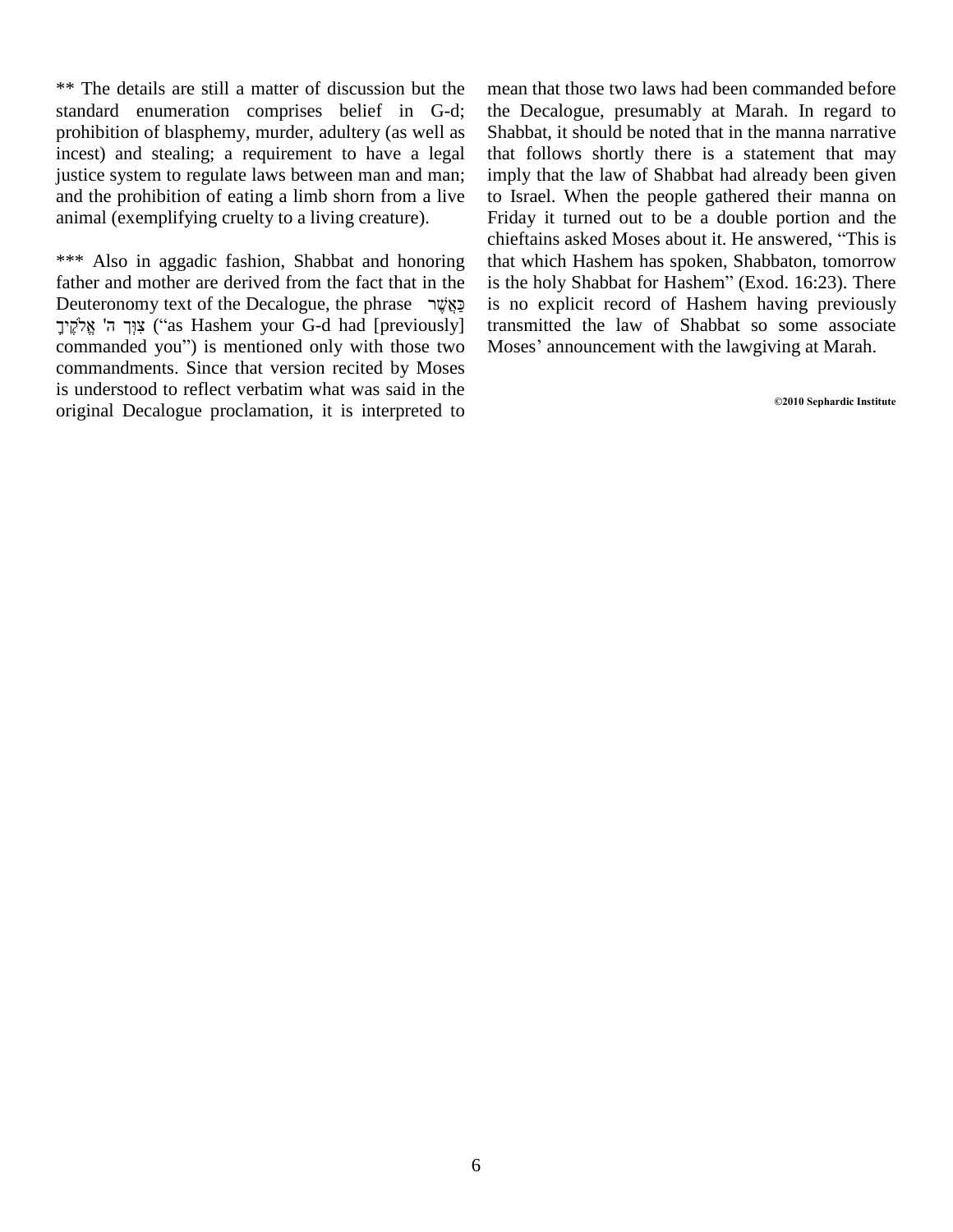** The details are still a matter of discussion but the standard enumeration comprises belief in G-d; prohibition of blasphemy, murder, adultery (as well as incest) and stealing; a requirement to have a legal justice system to regulate laws between man and man; and the prohibition of eating a limb shorn from a live animal (exemplifying cruelty to a living creature).

*** Also in aggadic fashion, Shabbat and honoring father and mother are derived from the fact that in the Deuteronomy text of the Decalogue, the phrase כַּאֲשֶׁר צִוְּךָ ה' אֱלֹקֶיךָ ("as Hashem your G-d had [previously] commanded you") is mentioned only with those two commandments. Since that version recited by Moses is understood to reflect verbatim what was said in the original Decalogue proclamation, it is interpreted to mean that those two laws had been commanded before the Decalogue, presumably at Marah. In regard to Shabbat, it should be noted that in the manna narrative that follows shortly there is a statement that may imply that the law of Shabbat had already been given to Israel. When the people gathered their manna on Friday it turned out to be a double portion and the chieftains asked Moses about it. He answered, "This is that which Hashem has spoken, Shabbaton, tomorrow is the holy Shabbat for Hashem" (Exod. 16:23). There is no explicit record of Hashem having previously transmitted the law of Shabbat so some associate Moses' announcement with the lawgiving at Marah.

**©2010 Sephardic Institute**